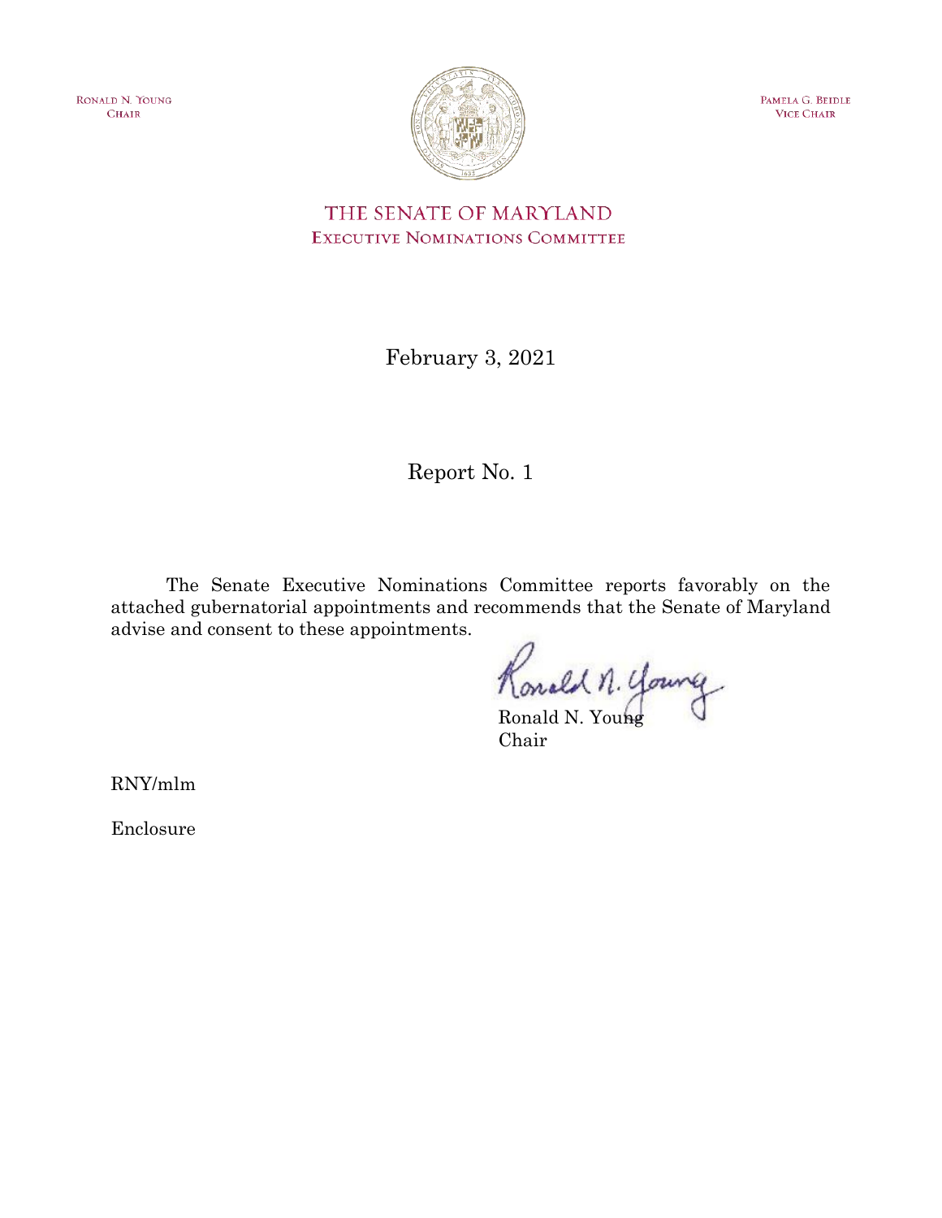Ronald N. Young
Chair

Pamela G. Beidle
Vice Chair

# THE SENATE OF MARYLAND
## Executive Nominations Committee

February 3, 2021

Report No. 1

The Senate Executive Nominations Committee reports favorably on the attached gubernatorial appointments and recommends that the Senate of Maryland advise and consent to these appointments.

Ronald N. Young
Chair

RNY/mlm

Enclosure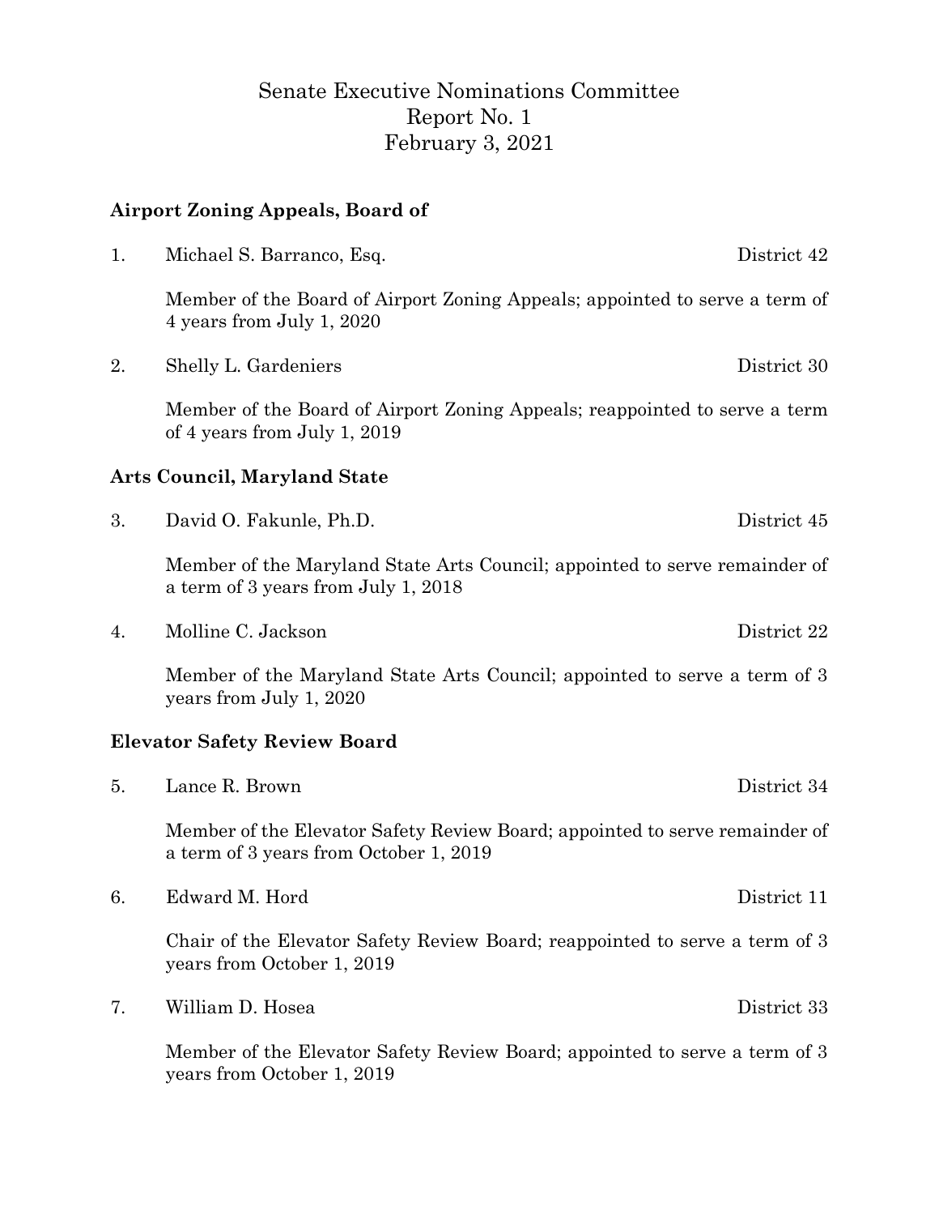# Senate Executive Nominations Committee
## Report No. 1
## February 3, 2021

### Airport Zoning Appeals, Board of

1. Michael S. Barranco, Esq. — District 42

   Member of the Board of Airport Zoning Appeals; appointed to serve a term of 4 years from July 1, 2020

2. Shelly L. Gardeniers — District 30

   Member of the Board of Airport Zoning Appeals; reappointed to serve a term of 4 years from July 1, 2019

### Arts Council, Maryland State

3. David O. Fakunle, Ph.D. — District 45

   Member of the Maryland State Arts Council; appointed to serve remainder of a term of 3 years from July 1, 2018

4. Molline C. Jackson — District 22

   Member of the Maryland State Arts Council; appointed to serve a term of 3 years from July 1, 2020

### Elevator Safety Review Board

5. Lance R. Brown — District 34

   Member of the Elevator Safety Review Board; appointed to serve remainder of a term of 3 years from October 1, 2019

6. Edward M. Hord — District 11

   Chair of the Elevator Safety Review Board; reappointed to serve a term of 3 years from October 1, 2019

7. William D. Hosea — District 33

   Member of the Elevator Safety Review Board; appointed to serve a term of 3 years from October 1, 2019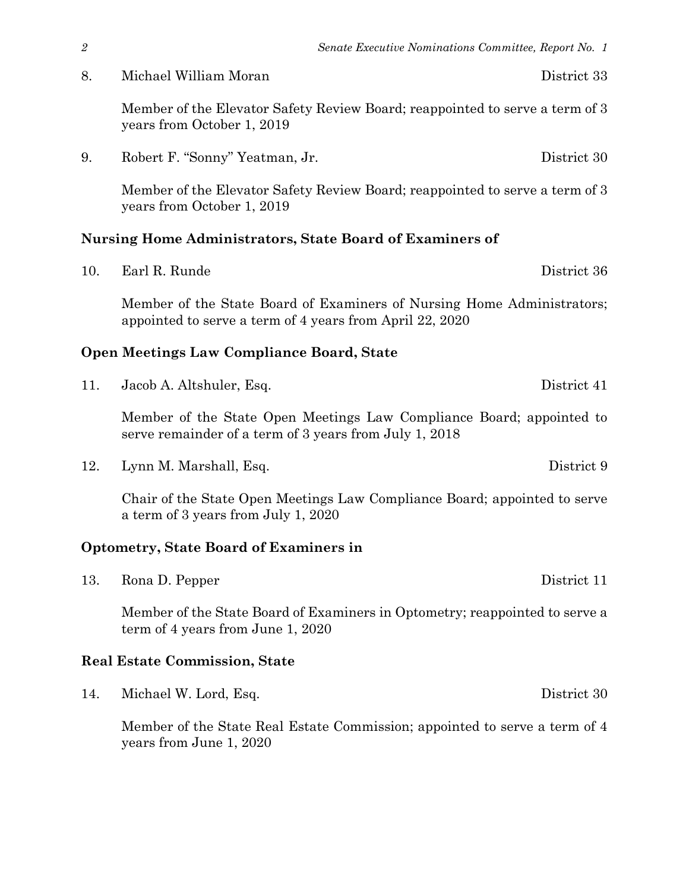8. Michael William Moran — District 33

   Member of the Elevator Safety Review Board; reappointed to serve a term of 3 years from October 1, 2019

9. Robert F. "Sonny" Yeatman, Jr. — District 30

   Member of the Elevator Safety Review Board; reappointed to serve a term of 3 years from October 1, 2019

**Nursing Home Administrators, State Board of Examiners of**

10. Earl R. Runde — District 36

    Member of the State Board of Examiners of Nursing Home Administrators; appointed to serve a term of 4 years from April 22, 2020

**Open Meetings Law Compliance Board, State**

11. Jacob A. Altshuler, Esq. — District 41

    Member of the State Open Meetings Law Compliance Board; appointed to serve remainder of a term of 3 years from July 1, 2018

12. Lynn M. Marshall, Esq. — District 9

    Chair of the State Open Meetings Law Compliance Board; appointed to serve a term of 3 years from July 1, 2020

**Optometry, State Board of Examiners in**

13. Rona D. Pepper — District 11

    Member of the State Board of Examiners in Optometry; reappointed to serve a term of 4 years from June 1, 2020

**Real Estate Commission, State**

14. Michael W. Lord, Esq. — District 30

    Member of the State Real Estate Commission; appointed to serve a term of 4 years from June 1, 2020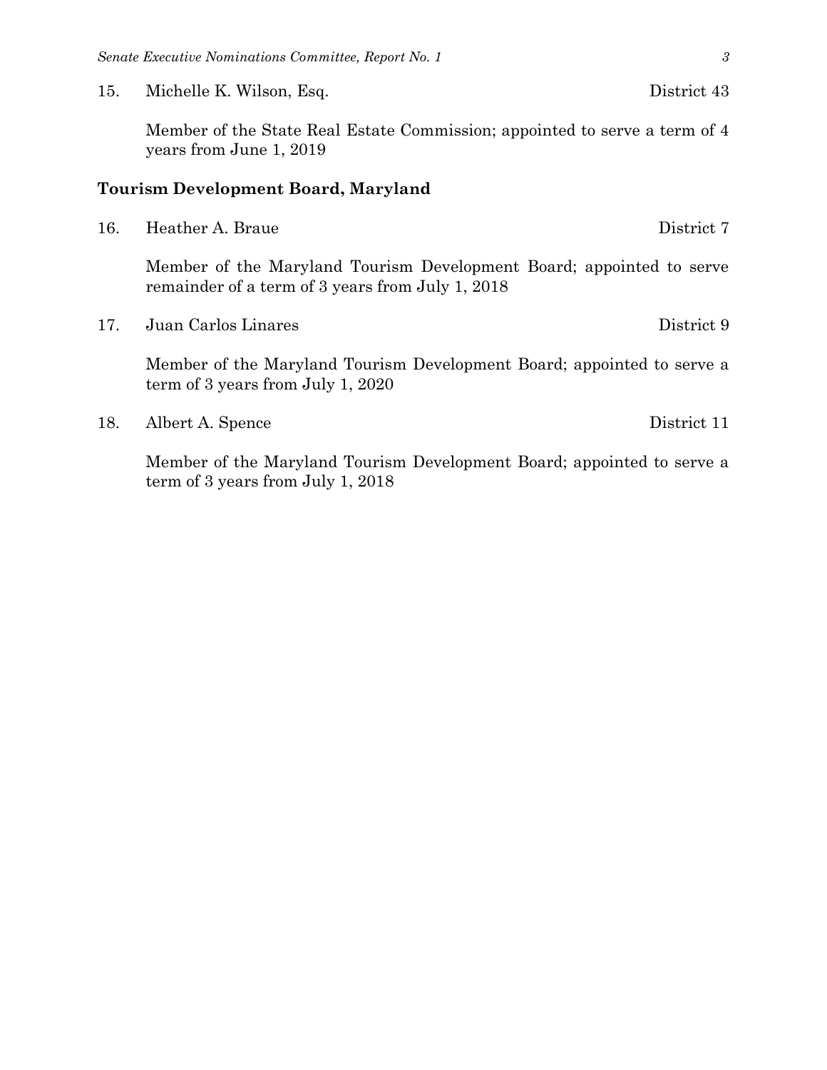15. Michelle K. Wilson, Esq. District 43

    Member of the State Real Estate Commission; appointed to serve a term of 4 years from June 1, 2019

**Tourism Development Board, Maryland**

16. Heather A. Braue District 7

    Member of the Maryland Tourism Development Board; appointed to serve remainder of a term of 3 years from July 1, 2018

17. Juan Carlos Linares District 9

    Member of the Maryland Tourism Development Board; appointed to serve a term of 3 years from July 1, 2020

18. Albert A. Spence District 11

    Member of the Maryland Tourism Development Board; appointed to serve a term of 3 years from July 1, 2018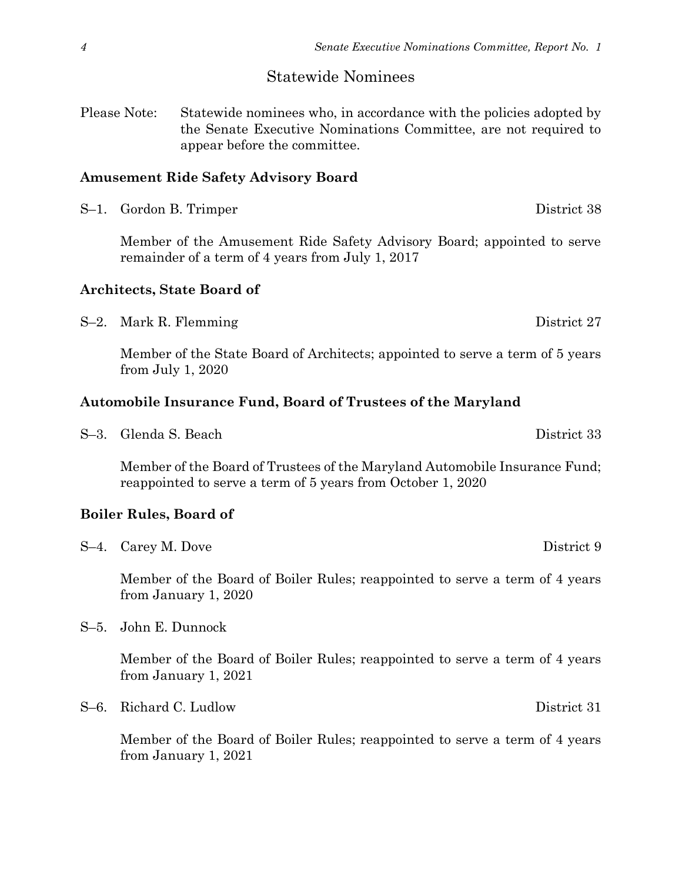## Statewide Nominees

Please Note: Statewide nominees who, in accordance with the policies adopted by the Senate Executive Nominations Committee, are not required to appear before the committee.

**Amusement Ride Safety Advisory Board**

S–1. Gordon B. Trimper — District 38

Member of the Amusement Ride Safety Advisory Board; appointed to serve remainder of a term of 4 years from July 1, 2017

**Architects, State Board of**

S–2. Mark R. Flemming — District 27

Member of the State Board of Architects; appointed to serve a term of 5 years from July 1, 2020

**Automobile Insurance Fund, Board of Trustees of the Maryland**

S–3. Glenda S. Beach — District 33

Member of the Board of Trustees of the Maryland Automobile Insurance Fund; reappointed to serve a term of 5 years from October 1, 2020

**Boiler Rules, Board of**

S–4. Carey M. Dove — District 9

Member of the Board of Boiler Rules; reappointed to serve a term of 4 years from January 1, 2020

S–5. John E. Dunnock

Member of the Board of Boiler Rules; reappointed to serve a term of 4 years from January 1, 2021

S–6. Richard C. Ludlow — District 31

Member of the Board of Boiler Rules; reappointed to serve a term of 4 years from January 1, 2021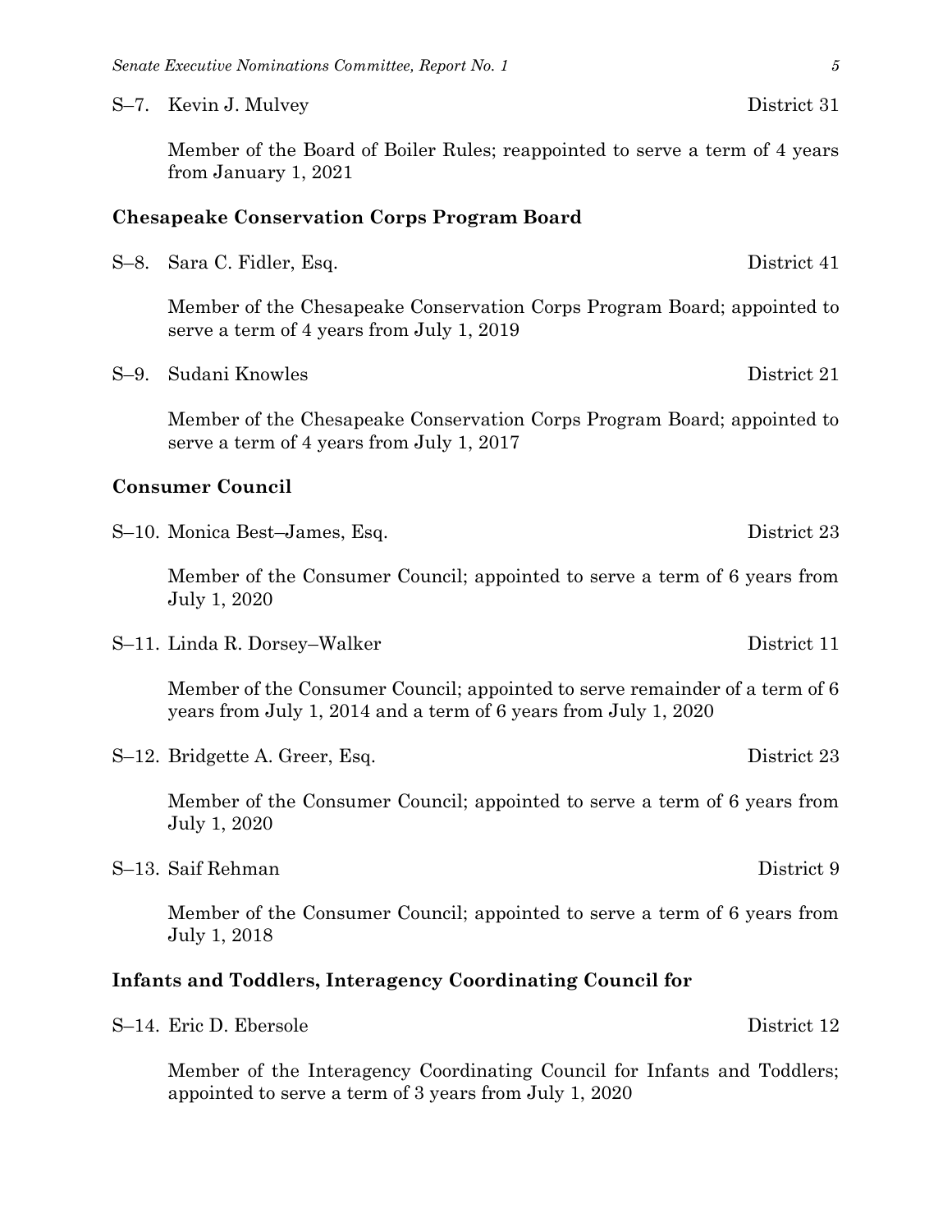S–7. Kevin J. Mulvey District 31

Member of the Board of Boiler Rules; reappointed to serve a term of 4 years from January 1, 2021

**Chesapeake Conservation Corps Program Board**

S–8. Sara C. Fidler, Esq. District 41

Member of the Chesapeake Conservation Corps Program Board; appointed to serve a term of 4 years from July 1, 2019

S–9. Sudani Knowles District 21

Member of the Chesapeake Conservation Corps Program Board; appointed to serve a term of 4 years from July 1, 2017

**Consumer Council**

S–10. Monica Best–James, Esq. District 23

Member of the Consumer Council; appointed to serve a term of 6 years from July 1, 2020

S–11. Linda R. Dorsey–Walker District 11

Member of the Consumer Council; appointed to serve remainder of a term of 6 years from July 1, 2014 and a term of 6 years from July 1, 2020

S–12. Bridgette A. Greer, Esq. District 23

Member of the Consumer Council; appointed to serve a term of 6 years from July 1, 2020

S–13. Saif Rehman District 9

Member of the Consumer Council; appointed to serve a term of 6 years from July 1, 2018

**Infants and Toddlers, Interagency Coordinating Council for**

S–14. Eric D. Ebersole District 12

Member of the Interagency Coordinating Council for Infants and Toddlers; appointed to serve a term of 3 years from July 1, 2020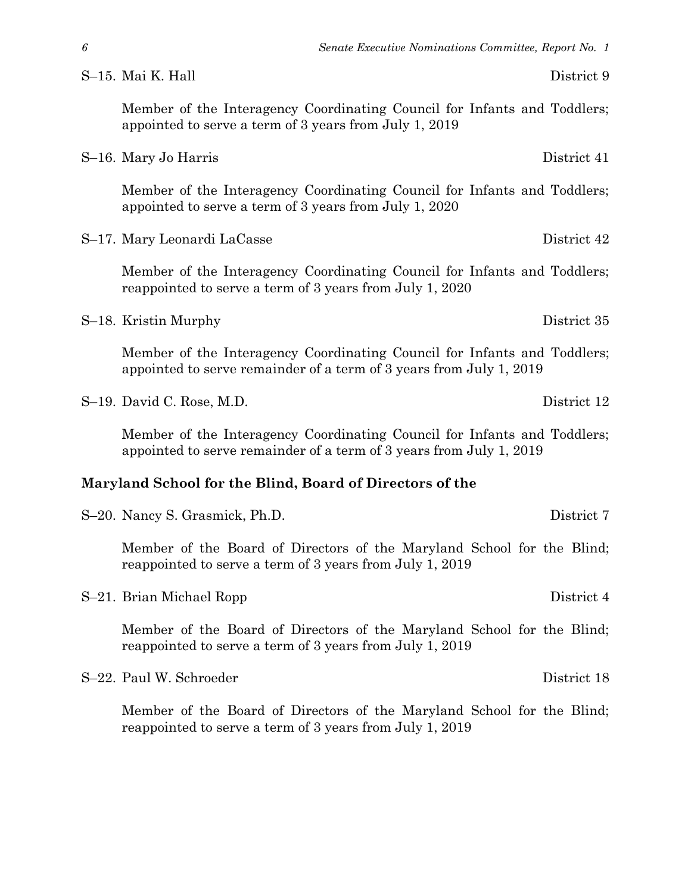S–15. Mai K. Hall District 9

Member of the Interagency Coordinating Council for Infants and Toddlers; appointed to serve a term of 3 years from July 1, 2019

S–16. Mary Jo Harris District 41

Member of the Interagency Coordinating Council for Infants and Toddlers; appointed to serve a term of 3 years from July 1, 2020

S–17. Mary Leonardi LaCasse District 42

Member of the Interagency Coordinating Council for Infants and Toddlers; reappointed to serve a term of 3 years from July 1, 2020

S–18. Kristin Murphy District 35

Member of the Interagency Coordinating Council for Infants and Toddlers; appointed to serve remainder of a term of 3 years from July 1, 2019

S–19. David C. Rose, M.D. District 12

Member of the Interagency Coordinating Council for Infants and Toddlers; appointed to serve remainder of a term of 3 years from July 1, 2019

**Maryland School for the Blind, Board of Directors of the**

S–20. Nancy S. Grasmick, Ph.D. District 7

Member of the Board of Directors of the Maryland School for the Blind; reappointed to serve a term of 3 years from July 1, 2019

S–21. Brian Michael Ropp District 4

Member of the Board of Directors of the Maryland School for the Blind; reappointed to serve a term of 3 years from July 1, 2019

S–22. Paul W. Schroeder District 18

Member of the Board of Directors of the Maryland School for the Blind; reappointed to serve a term of 3 years from July 1, 2019